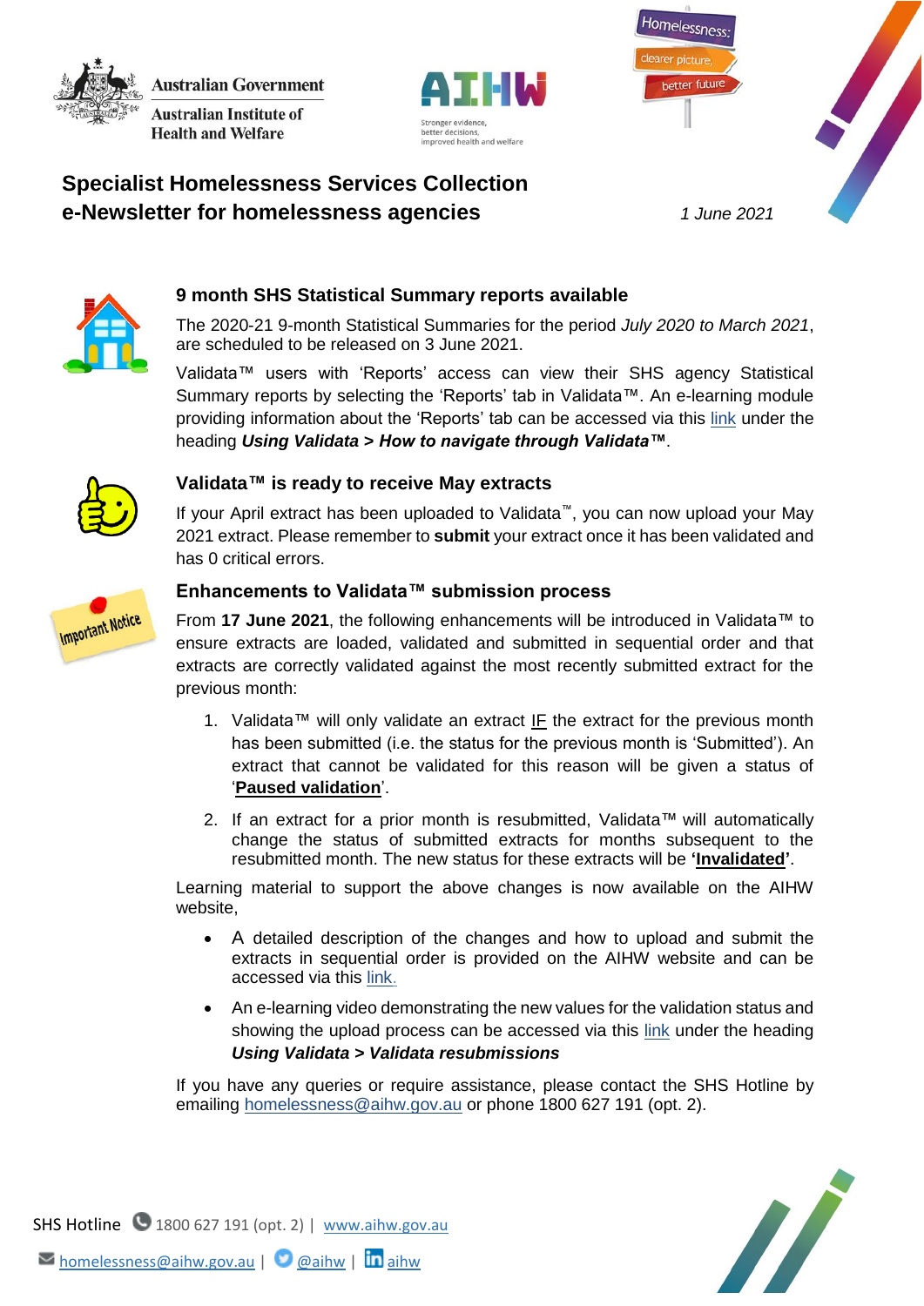Australian Government

Australian Institute of Health and Welfare

AIHW

Stronger evidence, better decisions, improved health and welfare

Homelessness: clearer picture, better future

# Specialist Homelessness Services Collection e-Newsletter for homelessness agencies

*1 June 2021*

## 9 month SHS Statistical Summary reports available

The 2020-21 9-month Statistical Summaries for the period *July 2020 to March 2021*, are scheduled to be released on 3 June 2021.

Validata™ users with 'Reports' access can view their SHS agency Statistical Summary reports by selecting the 'Reports' tab in Validata™. An e-learning module providing information about the 'Reports' tab can be accessed via this link under the heading ***Using Validata > How to navigate through Validata™***.

## Validata™ is ready to receive May extracts

If your April extract has been uploaded to Validata™, you can now upload your May 2021 extract. Please remember to **submit** your extract once it has been validated and has 0 critical errors.

## Enhancements to Validata™ submission process

Important Notice

From **17 June 2021**, the following enhancements will be introduced in Validata™ to ensure extracts are loaded, validated and submitted in sequential order and that extracts are correctly validated against the most recently submitted extract for the previous month:

1. Validata™ will only validate an extract IF the extract for the previous month has been submitted (i.e. the status for the previous month is 'Submitted'). An extract that cannot be validated for this reason will be given a status of '**Paused validation**'.
2. If an extract for a prior month is resubmitted, Validata™ will automatically change the status of submitted extracts for months subsequent to the resubmitted month. The new status for these extracts will be **'Invalidated'**.

Learning material to support the above changes is now available on the AIHW website,

- A detailed description of the changes and how to upload and submit the extracts in sequential order is provided on the AIHW website and can be accessed via this link.
- An e-learning video demonstrating the new values for the validation status and showing the upload process can be accessed via this link under the heading ***Using Validata > Validata resubmissions***

If you have any queries or require assistance, please contact the SHS Hotline by emailing homelessness@aihw.gov.au or phone 1800 627 191 (opt. 2).

SHS Hotline 1800 627 191 (opt. 2) | www.aihw.gov.au

homelessness@aihw.gov.au | @aihw | aihw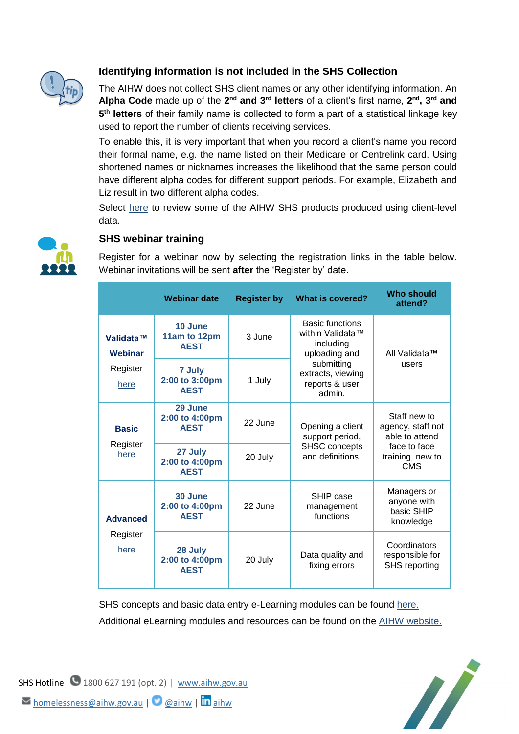## Identifying information is not included in the SHS Collection

The AIHW does not collect SHS client names or any other identifying information. An **Alpha Code** made up of the **2nd and 3rd letters** of a client's first name, **2nd, 3rd and 5th letters** of their family name is collected to form a part of a statistical linkage key used to report the number of clients receiving services.

To enable this, it is very important that when you record a client's name you record their formal name, e.g. the name listed on their Medicare or Centrelink card. Using shortened names or nicknames increases the likelihood that the same person could have different alpha codes for different support periods. For example, Elizabeth and Liz result in two different alpha codes.

Select here to review some of the AIHW SHS products produced using client-level data.

## SHS webinar training

Register for a webinar now by selecting the registration links in the table below. Webinar invitations will be sent **after** the 'Register by' date.

| | Webinar date | Register by | What is covered? | Who should attend? |
|---|---|---|---|---|
| **Validata™ Webinar** Register here | **10 June 11am to 12pm AEST** | 3 June | Basic functions within Validata™ including uploading and submitting extracts, viewing reports & user admin. | All Validata™ users |
| | **7 July 2:00 to 3:00pm AEST** | 1 July | | |
| **Basic** Register here | **29 June 2:00 to 4:00pm AEST** | 22 June | Opening a client support period, SHSC concepts and definitions. | Staff new to agency, staff not able to attend face to face training, new to CMS |
| | **27 July 2:00 to 4:00pm AEST** | 20 July | | |
| **Advanced** Register here | **30 June 2:00 to 4:00pm AEST** | 22 June | SHIP case management functions | Managers or anyone with basic SHIP knowledge |
| | **28 July 2:00 to 4:00pm AEST** | 20 July | Data quality and fixing errors | Coordinators responsible for SHS reporting |

SHS concepts and basic data entry e-Learning modules can be found here.

Additional eLearning modules and resources can be found on the AIHW website.

SHS Hotline 1800 627 191 (opt. 2) | www.aihw.gov.au

homelessness@aihw.gov.au | @aihw | aihw